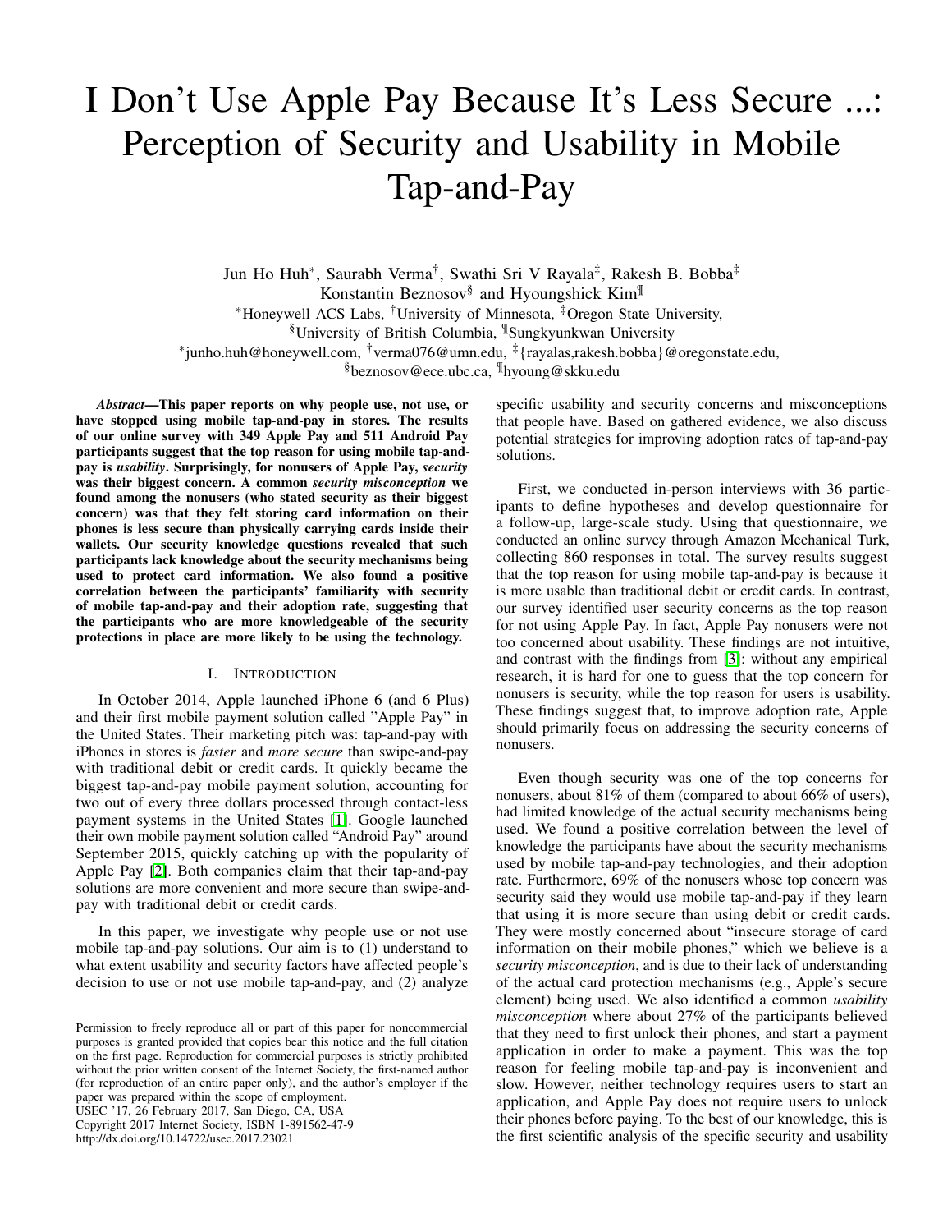# I Don't Use Apple Pay Because It's Less Secure ...: Perception of Security and Usability in Mobile Tap-and-Pay

Jun Ho Huh[*], Saurabh Verma[†], Swathi Sri V Rayala[‡], Rakesh B. Bobba[‡]
Konstantin Beznosov[§] and Hyoungshick Kim[¶]

[*]Honeywell ACS Labs, [†]University of Minnesota, [‡]Oregon State University,
[§]University of British Columbia, [¶]Sungkyunkwan University

[*]junho.huh@honeywell.com, [†]verma076@umn.edu, [‡]{rayalas,rakesh.bobba}@oregonstate.edu,
[§]beznosov@ece.ubc.ca, [¶]hyoung@skku.edu

***Abstract*—This paper reports on why people use, not use, or have stopped using mobile tap-and-pay in stores. The results of our online survey with 349 Apple Pay and 511 Android Pay participants suggest that the top reason for using mobile tap-and-pay is *usability*. Surprisingly, for nonusers of Apple Pay, *security* was their biggest concern. A common *security misconception* we found among the nonusers (who stated security as their biggest concern) was that they felt storing card information on their phones is less secure than physically carrying cards inside their wallets. Our security knowledge questions revealed that such participants lack knowledge about the security mechanisms being used to protect card information. We also found a positive correlation between the participants' familiarity with security of mobile tap-and-pay and their adoption rate, suggesting that the participants who are more knowledgeable of the security protections in place are more likely to be using the technology.**

## I. Introduction

In October 2014, Apple launched iPhone 6 (and 6 Plus) and their first mobile payment solution called "Apple Pay" in the United States. Their marketing pitch was: tap-and-pay with iPhones in stores is *faster* and *more secure* than swipe-and-pay with traditional debit or credit cards. It quickly became the biggest tap-and-pay mobile payment solution, accounting for two out of every three dollars processed through contact-less payment systems in the United States [1]. Google launched their own mobile payment solution called "Android Pay" around September 2015, quickly catching up with the popularity of Apple Pay [2]. Both companies claim that their tap-and-pay solutions are more convenient and more secure than swipe-and-pay with traditional debit or credit cards.

In this paper, we investigate why people use or not use mobile tap-and-pay solutions. Our aim is to (1) understand to what extent usability and security factors have affected people's decision to use or not use mobile tap-and-pay, and (2) analyze specific usability and security concerns and misconceptions that people have. Based on gathered evidence, we also discuss potential strategies for improving adoption rates of tap-and-pay solutions.

First, we conducted in-person interviews with 36 participants to define hypotheses and develop questionnaire for a follow-up, large-scale study. Using that questionnaire, we conducted an online survey through Amazon Mechanical Turk, collecting 860 responses in total. The survey results suggest that the top reason for using mobile tap-and-pay is because it is more usable than traditional debit or credit cards. In contrast, our survey identified user security concerns as the top reason for not using Apple Pay. In fact, Apple Pay nonusers were not too concerned about usability. These findings are not intuitive, and contrast with the findings from [3]: without any empirical research, it is hard for one to guess that the top concern for nonusers is security, while the top reason for users is usability. These findings suggest that, to improve adoption rate, Apple should primarily focus on addressing the security concerns of nonusers.

Even though security was one of the top concerns for nonusers, about 81% of them (compared to about 66% of users), had limited knowledge of the actual security mechanisms being used. We found a positive correlation between the level of knowledge the participants have about the security mechanisms used by mobile tap-and-pay technologies, and their adoption rate. Furthermore, 69% of the nonusers whose top concern was security said they would use mobile tap-and-pay if they learn that using it is more secure than using debit or credit cards. They were mostly concerned about "insecure storage of card information on their mobile phones," which we believe is a *security misconception*, and is due to their lack of understanding of the actual card protection mechanisms (e.g., Apple's secure element) being used. We also identified a common *usability misconception* where about 27% of the participants believed that they need to first unlock their phones, and start a payment application in order to make a payment. This was the top reason for feeling mobile tap-and-pay is inconvenient and slow. However, neither technology requires users to start an application, and Apple Pay does not require users to unlock their phones before paying. To the best of our knowledge, this is the first scientific analysis of the specific security and usability

Permission to freely reproduce all or part of this paper for noncommercial purposes is granted provided that copies bear this notice and the full citation on the first page. Reproduction for commercial purposes is strictly prohibited without the prior written consent of the Internet Society, the first-named author (for reproduction of an entire paper only), and the author's employer if the paper was prepared within the scope of employment.
USEC '17, 26 February 2017, San Diego, CA, USA
Copyright 2017 Internet Society, ISBN 1-891562-47-9
http://dx.doi.org/10.14722/usec.2017.23021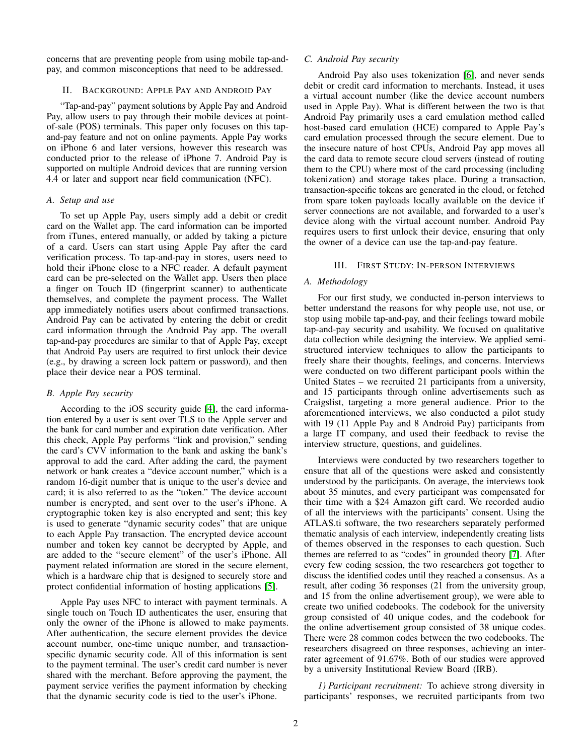concerns that are preventing people from using mobile tap-and-pay, and common misconceptions that need to be addressed.

## II. Background: Apple Pay and Android Pay

"Tap-and-pay" payment solutions by Apple Pay and Android Pay, allow users to pay through their mobile devices at point-of-sale (POS) terminals. This paper only focuses on this tap-and-pay feature and not on online payments. Apple Pay works on iPhone 6 and later versions, however this research was conducted prior to the release of iPhone 7. Android Pay is supported on multiple Android devices that are running version 4.4 or later and support near field communication (NFC).

### A. Setup and use

To set up Apple Pay, users simply add a debit or credit card on the Wallet app. The card information can be imported from iTunes, entered manually, or added by taking a picture of a card. Users can start using Apple Pay after the card verification process. To tap-and-pay in stores, users need to hold their iPhone close to a NFC reader. A default payment card can be pre-selected on the Wallet app. Users then place a finger on Touch ID (fingerprint scanner) to authenticate themselves, and complete the payment process. The Wallet app immediately notifies users about confirmed transactions. Android Pay can be activated by entering the debit or credit card information through the Android Pay app. The overall tap-and-pay procedures are similar to that of Apple Pay, except that Android Pay users are required to first unlock their device (e.g., by drawing a screen lock pattern or password), and then place their device near a POS terminal.

### B. Apple Pay security

According to the iOS security guide [4], the card information entered by a user is sent over TLS to the Apple server and the bank for card number and expiration date verification. After this check, Apple Pay performs "link and provision," sending the card's CVV information to the bank and asking the bank's approval to add the card. After adding the card, the payment network or bank creates a "device account number," which is a random 16-digit number that is unique to the user's device and card; it is also referred to as the "token." The device account number is encrypted, and sent over to the user's iPhone. A cryptographic token key is also encrypted and sent; this key is used to generate "dynamic security codes" that are unique to each Apple Pay transaction. The encrypted device account number and token key cannot be decrypted by Apple, and are added to the "secure element" of the user's iPhone. All payment related information are stored in the secure element, which is a hardware chip that is designed to securely store and protect confidential information of hosting applications [5].

Apple Pay uses NFC to interact with payment terminals. A single touch on Touch ID authenticates the user, ensuring that only the owner of the iPhone is allowed to make payments. After authentication, the secure element provides the device account number, one-time unique number, and transaction-specific dynamic security code. All of this information is sent to the payment terminal. The user's credit card number is never shared with the merchant. Before approving the payment, the payment service verifies the payment information by checking that the dynamic security code is tied to the user's iPhone.

### C. Android Pay security

Android Pay also uses tokenization [6], and never sends debit or credit card information to merchants. Instead, it uses a virtual account number (like the device account numbers used in Apple Pay). What is different between the two is that Android Pay primarily uses a card emulation method called host-based card emulation (HCE) compared to Apple Pay's card emulation processed through the secure element. Due to the insecure nature of host CPUs, Android Pay app moves all the card data to remote secure cloud servers (instead of routing them to the CPU) where most of the card processing (including tokenization) and storage takes place. During a transaction, transaction-specific tokens are generated in the cloud, or fetched from spare token payloads locally available on the device if server connections are not available, and forwarded to a user's device along with the virtual account number. Android Pay requires users to first unlock their device, ensuring that only the owner of a device can use the tap-and-pay feature.

## III. First Study: In-person Interviews

### A. Methodology

For our first study, we conducted in-person interviews to better understand the reasons for why people use, not use, or stop using mobile tap-and-pay, and their feelings toward mobile tap-and-pay security and usability. We focused on qualitative data collection while designing the interview. We applied semi-structured interview techniques to allow the participants to freely share their thoughts, feelings, and concerns. Interviews were conducted on two different participant pools within the United States – we recruited 21 participants from a university, and 15 participants through online advertisements such as Craigslist, targeting a more general audience. Prior to the aforementioned interviews, we also conducted a pilot study with 19 (11 Apple Pay and 8 Android Pay) participants from a large IT company, and used their feedback to revise the interview structure, questions, and guidelines.

Interviews were conducted by two researchers together to ensure that all of the questions were asked and consistently understood by the participants. On average, the interviews took about 35 minutes, and every participant was compensated for their time with a $24 Amazon gift card. We recorded audio of all the interviews with the participants' consent. Using the ATLAS.ti software, the two researchers separately performed thematic analysis of each interview, independently creating lists of themes observed in the responses to each question. Such themes are referred to as "codes" in grounded theory [7]. After every few coding session, the two researchers got together to discuss the identified codes until they reached a consensus. As a result, after coding 36 responses (21 from the university group, and 15 from the online advertisement group), we were able to create two unified codebooks. The codebook for the university group consisted of 40 unique codes, and the codebook for the online advertisement group consisted of 38 unique codes. There were 28 common codes between the two codebooks. The researchers disagreed on three responses, achieving an inter-rater agreement of 91.67%. Both of our studies were approved by a university Institutional Review Board (IRB).

*1) Participant recruitment:* To achieve strong diversity in participants' responses, we recruited participants from two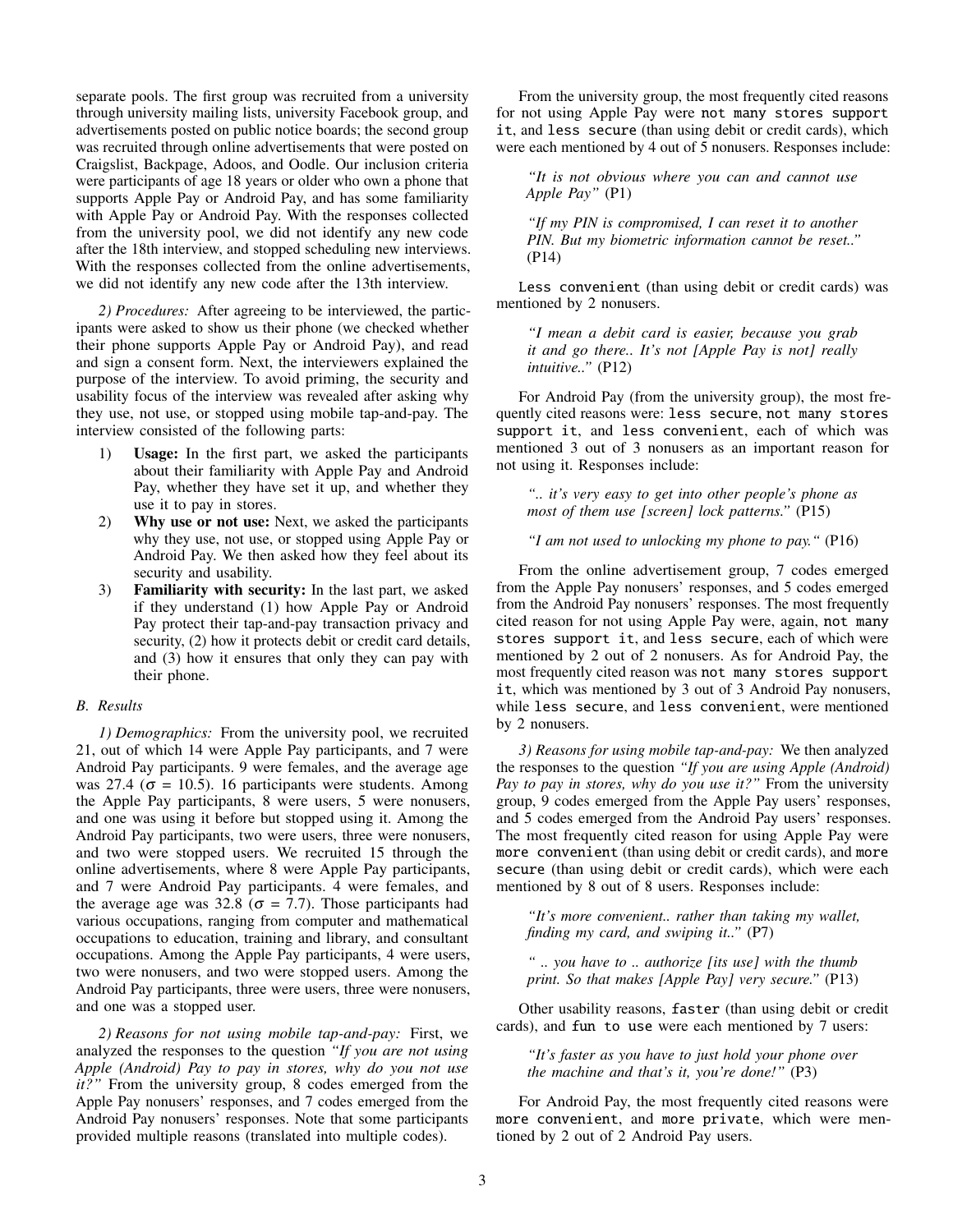separate pools. The first group was recruited from a university through university mailing lists, university Facebook group, and advertisements posted on public notice boards; the second group was recruited through online advertisements that were posted on Craigslist, Backpage, Adoos, and Oodle. Our inclusion criteria were participants of age 18 years or older who own a phone that supports Apple Pay or Android Pay, and has some familiarity with Apple Pay or Android Pay. With the responses collected from the university pool, we did not identify any new code after the 18th interview, and stopped scheduling new interviews. With the responses collected from the online advertisements, we did not identify any new code after the 13th interview.

*2) Procedures:* After agreeing to be interviewed, the participants were asked to show us their phone (we checked whether their phone supports Apple Pay or Android Pay), and read and sign a consent form. Next, the interviewers explained the purpose of the interview. To avoid priming, the security and usability focus of the interview was revealed after asking why they use, not use, or stopped using mobile tap-and-pay. The interview consisted of the following parts:

1) **Usage:** In the first part, we asked the participants about their familiarity with Apple Pay and Android Pay, whether they have set it up, and whether they use it to pay in stores.
2) **Why use or not use:** Next, we asked the participants why they use, not use, or stopped using Apple Pay or Android Pay. We then asked how they feel about its security and usability.
3) **Familiarity with security:** In the last part, we asked if they understand (1) how Apple Pay or Android Pay protect their tap-and-pay transaction privacy and security, (2) how it protects debit or credit card details, and (3) how it ensures that only they can pay with their phone.

### *B. Results*

*1) Demographics:* From the university pool, we recruited 21, out of which 14 were Apple Pay participants, and 7 were Android Pay participants. 9 were females, and the average age was 27.4 ($\sigma$ = 10.5). 16 participants were students. Among the Apple Pay participants, 8 were users, 5 were nonusers, and one was using it before but stopped using it. Among the Android Pay participants, two were users, three were nonusers, and two were stopped users. We recruited 15 through the online advertisements, where 8 were Apple Pay participants, and 7 were Android Pay participants. 4 were females, and the average age was 32.8 ($\sigma$ = 7.7). Those participants had various occupations, ranging from computer and mathematical occupations to education, training and library, and consultant occupations. Among the Apple Pay participants, 4 were users, two were nonusers, and two were stopped users. Among the Android Pay participants, three were users, three were nonusers, and one was a stopped user.

*2) Reasons for not using mobile tap-and-pay:* First, we analyzed the responses to the question *"If you are not using Apple (Android) Pay to pay in stores, why do you not use it?"* From the university group, 8 codes emerged from the Apple Pay nonusers' responses, and 7 codes emerged from the Android Pay nonusers' responses. Note that some participants provided multiple reasons (translated into multiple codes).

From the university group, the most frequently cited reasons for not using Apple Pay were `not many stores support it`, and `less secure` (than using debit or credit cards), which were each mentioned by 4 out of 5 nonusers. Responses include:

> *"It is not obvious where you can and cannot use Apple Pay"* (P1)

> *"If my PIN is compromised, I can reset it to another PIN. But my biometric information cannot be reset.."* (P14)

`Less convenient` (than using debit or credit cards) was mentioned by 2 nonusers.

> *"I mean a debit card is easier, because you grab it and go there.. It's not [Apple Pay is not] really intuitive.."* (P12)

For Android Pay (from the university group), the most frequently cited reasons were: `less secure`, `not many stores support it`, and `less convenient`, each of which was mentioned 3 out of 3 nonusers as an important reason for not using it. Responses include:

> *".. it's very easy to get into other people's phone as most of them use [screen] lock patterns."* (P15)

> *"I am not used to unlocking my phone to pay."* (P16)

From the online advertisement group, 7 codes emerged from the Apple Pay nonusers' responses, and 5 codes emerged from the Android Pay nonusers' responses. The most frequently cited reason for not using Apple Pay were, again, `not many stores support it`, and `less secure`, each of which were mentioned by 2 out of 2 nonusers. As for Android Pay, the most frequently cited reason was `not many stores support it`, which was mentioned by 3 out of 3 Android Pay nonusers, while `less secure`, and `less convenient`, were mentioned by 2 nonusers.

*3) Reasons for using mobile tap-and-pay:* We then analyzed the responses to the question *"If you are using Apple (Android) Pay to pay in stores, why do you use it?"* From the university group, 9 codes emerged from the Apple Pay users' responses, and 5 codes emerged from the Android Pay users' responses. The most frequently cited reason for using Apple Pay were `more convenient` (than using debit or credit cards), and `more secure` (than using debit or credit cards), which were each mentioned by 8 out of 8 users. Responses include:

> *"It's more convenient.. rather than taking my wallet, finding my card, and swiping it.."* (P7)

> *" .. you have to .. authorize [its use] with the thumb print. So that makes [Apple Pay] very secure."* (P13)

Other usability reasons, `faster` (than using debit or credit cards), and `fun to use` were each mentioned by 7 users:

> *"It's faster as you have to just hold your phone over the machine and that's it, you're done!"* (P3)

For Android Pay, the most frequently cited reasons were `more convenient`, and `more private`, which were mentioned by 2 out of 2 Android Pay users.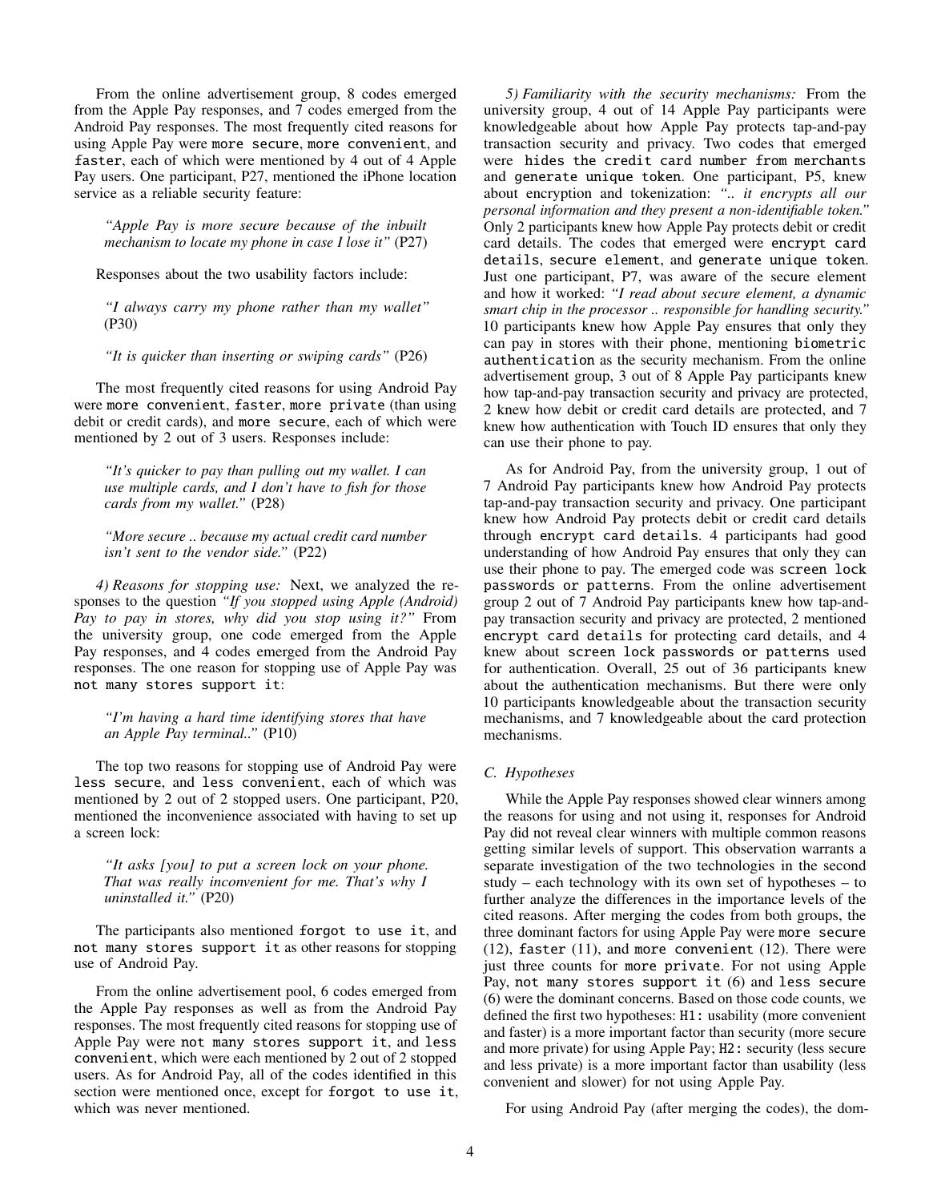From the online advertisement group, 8 codes emerged from the Apple Pay responses, and 7 codes emerged from the Android Pay responses. The most frequently cited reasons for using Apple Pay were `more secure`, `more convenient`, and `faster`, each of which were mentioned by 4 out of 4 Apple Pay users. One participant, P27, mentioned the iPhone location service as a reliable security feature:

> *"Apple Pay is more secure because of the inbuilt mechanism to locate my phone in case I lose it"* (P27)

Responses about the two usability factors include:

> *"I always carry my phone rather than my wallet"* (P30)

> *"It is quicker than inserting or swiping cards"* (P26)

The most frequently cited reasons for using Android Pay were `more convenient`, `faster`, `more private` (than using debit or credit cards), and `more secure`, each of which were mentioned by 2 out of 3 users. Responses include:

> *"It's quicker to pay than pulling out my wallet. I can use multiple cards, and I don't have to fish for those cards from my wallet."* (P28)

> *"More secure .. because my actual credit card number isn't sent to the vendor side."* (P22)

*4) Reasons for stopping use:* Next, we analyzed the responses to the question *"If you stopped using Apple (Android) Pay to pay in stores, why did you stop using it?"* From the university group, one code emerged from the Apple Pay responses, and 4 codes emerged from the Android Pay responses. The one reason for stopping use of Apple Pay was `not many stores support it`:

> *"I'm having a hard time identifying stores that have an Apple Pay terminal.."* (P10)

The top two reasons for stopping use of Android Pay were `less secure`, and `less convenient`, each of which was mentioned by 2 out of 2 stopped users. One participant, P20, mentioned the inconvenience associated with having to set up a screen lock:

> *"It asks [you] to put a screen lock on your phone. That was really inconvenient for me. That's why I uninstalled it."* (P20)

The participants also mentioned `forgot to use it`, and `not many stores support it` as other reasons for stopping use of Android Pay.

From the online advertisement pool, 6 codes emerged from the Apple Pay responses as well as from the Android Pay responses. The most frequently cited reasons for stopping use of Apple Pay were `not many stores support it`, and `less convenient`, which were each mentioned by 2 out of 2 stopped users. As for Android Pay, all of the codes identified in this section were mentioned once, except for `forgot to use it`, which was never mentioned.

*5) Familiarity with the security mechanisms:* From the university group, 4 out of 14 Apple Pay participants were knowledgeable about how Apple Pay protects tap-and-pay transaction security and privacy. Two codes that emerged were `hides the credit card number from merchants` and `generate unique token`. One participant, P5, knew about encryption and tokenization: *".. it encrypts all our personal information and they present a non-identifiable token."* Only 2 participants knew how Apple Pay protects debit or credit card details. The codes that emerged were `encrypt card details`, `secure element`, and `generate unique token`. Just one participant, P7, was aware of the secure element and how it worked: *"I read about secure element, a dynamic smart chip in the processor .. responsible for handling security."* 10 participants knew how Apple Pay ensures that only they can pay in stores with their phone, mentioning `biometric authentication` as the security mechanism. From the online advertisement group, 3 out of 8 Apple Pay participants knew how tap-and-pay transaction security and privacy are protected, 2 knew how debit or credit card details are protected, and 7 knew how authentication with Touch ID ensures that only they can use their phone to pay.

As for Android Pay, from the university group, 1 out of 7 Android Pay participants knew how Android Pay protects tap-and-pay transaction security and privacy. One participant knew how Android Pay protects debit or credit card details through `encrypt card details`. 4 participants had good understanding of how Android Pay ensures that only they can use their phone to pay. The emerged code was `screen lock passwords or patterns`. From the online advertisement group 2 out of 7 Android Pay participants knew how tap-and-pay transaction security and privacy are protected, 2 mentioned `encrypt card details` for protecting card details, and 4 knew about `screen lock passwords or patterns` used for authentication. Overall, 25 out of 36 participants knew about the authentication mechanisms. But there were only 10 participants knowledgeable about the transaction security mechanisms, and 7 knowledgeable about the card protection mechanisms.

### *C. Hypotheses*

While the Apple Pay responses showed clear winners among the reasons for using and not using it, responses for Android Pay did not reveal clear winners with multiple common reasons getting similar levels of support. This observation warrants a separate investigation of the two technologies in the second study – each technology with its own set of hypotheses – to further analyze the differences in the importance levels of the cited reasons. After merging the codes from both groups, the three dominant factors for using Apple Pay were `more secure` (12), `faster` (11), and `more convenient` (12). There were just three counts for `more private`. For not using Apple Pay, `not many stores support it` (6) and `less secure` (6) were the dominant concerns. Based on those code counts, we defined the first two hypotheses: `H1:` usability (more convenient and faster) is a more important factor than security (more secure and more private) for using Apple Pay; `H2:` security (less secure and less private) is a more important factor than usability (less convenient and slower) for not using Apple Pay.

For using Android Pay (after merging the codes), the dom-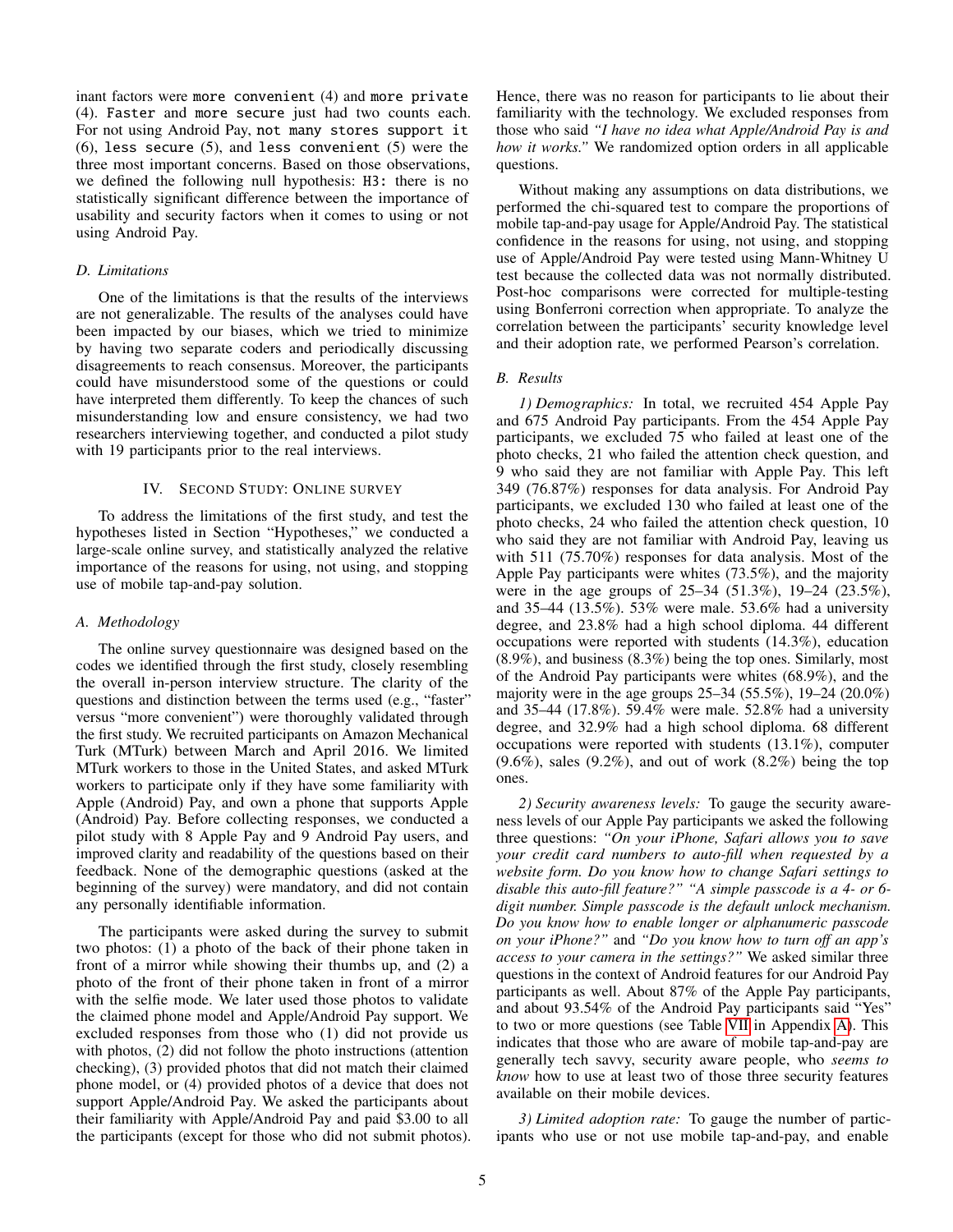inant factors were `more convenient` (4) and `more private` (4). `Faster` and `more secure` just had two counts each. For not using Android Pay, `not many stores support it` (6), `less secure` (5), and `less convenient` (5) were the three most important concerns. Based on those observations, we defined the following null hypothesis: `H3:` there is no statistically significant difference between the importance of usability and security factors when it comes to using or not using Android Pay.

### D. Limitations

One of the limitations is that the results of the interviews are not generalizable. The results of the analyses could have been impacted by our biases, which we tried to minimize by having two separate coders and periodically discussing disagreements to reach consensus. Moreover, the participants could have misunderstood some of the questions or could have interpreted them differently. To keep the chances of such misunderstanding low and ensure consistency, we had two researchers interviewing together, and conducted a pilot study with 19 participants prior to the real interviews.

## IV. Second Study: Online survey

To address the limitations of the first study, and test the hypotheses listed in Section "Hypotheses," we conducted a large-scale online survey, and statistically analyzed the relative importance of the reasons for using, not using, and stopping use of mobile tap-and-pay solution.

### A. Methodology

The online survey questionnaire was designed based on the codes we identified through the first study, closely resembling the overall in-person interview structure. The clarity of the questions and distinction between the terms used (e.g., "faster" versus "more convenient") were thoroughly validated through the first study. We recruited participants on Amazon Mechanical Turk (MTurk) between March and April 2016. We limited MTurk workers to those in the United States, and asked MTurk workers to participate only if they have some familiarity with Apple (Android) Pay, and own a phone that supports Apple (Android) Pay. Before collecting responses, we conducted a pilot study with 8 Apple Pay and 9 Android Pay users, and improved clarity and readability of the questions based on their feedback. None of the demographic questions (asked at the beginning of the survey) were mandatory, and did not contain any personally identifiable information.

The participants were asked during the survey to submit two photos: (1) a photo of the back of their phone taken in front of a mirror while showing their thumbs up, and (2) a photo of the front of their phone taken in front of a mirror with the selfie mode. We later used those photos to validate the claimed phone model and Apple/Android Pay support. We excluded responses from those who (1) did not provide us with photos, (2) did not follow the photo instructions (attention checking), (3) provided photos that did not match their claimed phone model, or (4) provided photos of a device that does not support Apple/Android Pay. We asked the participants about their familiarity with Apple/Android Pay and paid \$3.00 to all the participants (except for those who did not submit photos). Hence, there was no reason for participants to lie about their familiarity with the technology. We excluded responses from those who said *"I have no idea what Apple/Android Pay is and how it works."* We randomized option orders in all applicable questions.

Without making any assumptions on data distributions, we performed the chi-squared test to compare the proportions of mobile tap-and-pay usage for Apple/Android Pay. The statistical confidence in the reasons for using, not using, and stopping use of Apple/Android Pay were tested using Mann-Whitney U test because the collected data was not normally distributed. Post-hoc comparisons were corrected for multiple-testing using Bonferroni correction when appropriate. To analyze the correlation between the participants' security knowledge level and their adoption rate, we performed Pearson's correlation.

### B. Results

*1) Demographics:* In total, we recruited 454 Apple Pay and 675 Android Pay participants. From the 454 Apple Pay participants, we excluded 75 who failed at least one of the photo checks, 21 who failed the attention check question, and 9 who said they are not familiar with Apple Pay. This left 349 (76.87%) responses for data analysis. For Android Pay participants, we excluded 130 who failed at least one of the photo checks, 24 who failed the attention check question, 10 who said they are not familiar with Android Pay, leaving us with 511 (75.70%) responses for data analysis. Most of the Apple Pay participants were whites (73.5%), and the majority were in the age groups of 25–34 (51.3%), 19–24 (23.5%), and 35–44 (13.5%). 53% were male. 53.6% had a university degree, and 23.8% had a high school diploma. 44 different occupations were reported with students (14.3%), education (8.9%), and business (8.3%) being the top ones. Similarly, most of the Android Pay participants were whites (68.9%), and the majority were in the age groups 25–34 (55.5%), 19–24 (20.0%) and 35–44 (17.8%). 59.4% were male. 52.8% had a university degree, and 32.9% had a high school diploma. 68 different occupations were reported with students (13.1%), computer (9.6%), sales (9.2%), and out of work (8.2%) being the top ones.

*2) Security awareness levels:* To gauge the security awareness levels of our Apple Pay participants we asked the following three questions: *"On your iPhone, Safari allows you to save your credit card numbers to auto-fill when requested by a website form. Do you know how to change Safari settings to disable this auto-fill feature?" "A simple passcode is a 4- or 6-digit number. Simple passcode is the default unlock mechanism. Do you know how to enable longer or alphanumeric passcode on your iPhone?"* and *"Do you know how to turn off an app's access to your camera in the settings?"* We asked similar three questions in the context of Android features for our Android Pay participants as well. About 87% of the Apple Pay participants, and about 93.54% of the Android Pay participants said "Yes" to two or more questions (see Table VII in Appendix A). This indicates that those who are aware of mobile tap-and-pay are generally tech savvy, security aware people, who *seems to know* how to use at least two of those three security features available on their mobile devices.

*3) Limited adoption rate:* To gauge the number of participants who use or not use mobile tap-and-pay, and enable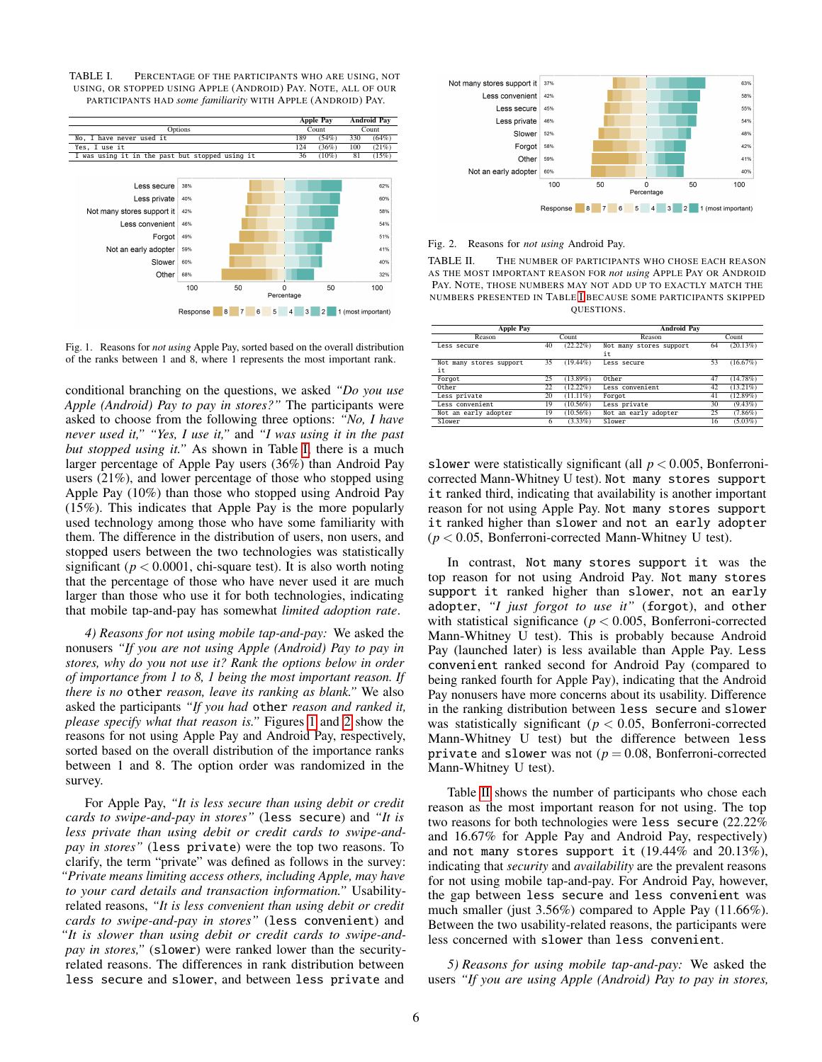TABLE I. PERCENTAGE OF THE PARTICIPANTS WHO ARE USING, NOT USING, OR STOPPED USING APPLE (ANDROID) PAY. NOTE, ALL OF OUR PARTICIPANTS HAD *some familiarity* WITH APPLE (ANDROID) PAY.

| Options | Apple Pay Count | | Android Pay Count | |
|---|---|---|---|---|
| No, I have never used it | 189 | (54%) | 330 | (64%) |
| Yes, I use it | 124 | (36%) | 100 | (21%) |
| I was using it in the past but stopped using it | 36 | (10%) | 81 | (15%) |

Fig. 1. Reasons for *not using* Apple Pay, sorted based on the overall distribution of the ranks between 1 and 8, where 1 represents the most important rank.

conditional branching on the questions, we asked *"Do you use Apple (Android) Pay to pay in stores?"* The participants were asked to choose from the following three options: *"No, I have never used it," "Yes, I use it,"* and *"I was using it in the past but stopped using it."* As shown in Table I, there is a much larger percentage of Apple Pay users (36%) than Android Pay users (21%), and lower percentage of those who stopped using Apple Pay (10%) than those who stopped using Android Pay (15%). This indicates that Apple Pay is the more popularly used technology among those who have some familiarity with them. The difference in the distribution of users, non users, and stopped users between the two technologies was statistically significant ($p < 0.0001$, chi-square test). It is also worth noting that the percentage of those who have never used it are much larger than those who use it for both technologies, indicating that mobile tap-and-pay has somewhat *limited adoption rate*.

*4) Reasons for not using mobile tap-and-pay:* We asked the nonusers *"If you are not using Apple (Android) Pay to pay in stores, why do you not use it? Rank the options below in order of importance from 1 to 8, 1 being the most important reason. If there is no* `other` *reason, leave its ranking as blank."* We also asked the participants *"If you had* `other` *reason and ranked it, please specify what that reason is."* Figures 1 and 2 show the reasons for not using Apple Pay and Android Pay, respectively, sorted based on the overall distribution of the importance ranks between 1 and 8. The option order was randomized in the survey.

For Apple Pay, *"It is less secure than using debit or credit cards to swipe-and-pay in stores"* (`less secure`) and *"It is less private than using debit or credit cards to swipe-and-pay in stores"* (`less private`) were the top two reasons. To clarify, the term "private" was defined as follows in the survey: *"Private means limiting access others, including Apple, may have to your card details and transaction information."* Usability-related reasons, *"It is less convenient than using debit or credit cards to swipe-and-pay in stores"* (`less convenient`) and *"It is slower than using debit or credit cards to swipe-and-pay in stores,"* (`slower`) were ranked lower than the security-related reasons. The differences in rank distribution between `less secure` and `slower`, and between `less private` and `slower` were statistically significant (all $p < 0.005$, Bonferroni-corrected Mann-Whitney U test). `Not many stores support it` ranked third, indicating that availability is another important reason for not using Apple Pay. `Not many stores support it` ranked higher than `slower` and `not an early adopter` ($p < 0.05$, Bonferroni-corrected Mann-Whitney U test).

Fig. 2. Reasons for *not using* Android Pay.

TABLE II. THE NUMBER OF PARTICIPANTS WHO CHOSE EACH REASON AS THE MOST IMPORTANT REASON FOR *not using* APPLE PAY OR ANDROID PAY. NOTE, THOSE NUMBERS MAY NOT ADD UP TO EXACTLY MATCH THE NUMBERS PRESENTED IN TABLE I BECAUSE SOME PARTICIPANTS SKIPPED QUESTIONS.

| Apple Pay Reason | Count | | Android Pay Reason | Count | |
|---|---|---|---|---|---|
| Less secure | 40 | (22.22%) | Not many stores support it | 64 | (20.13%) |
| Not many stores support it | 35 | (19.44%) | Less secure | 53 | (16.67%) |
| Forgot | 25 | (13.89%) | Other | 47 | (14.78%) |
| Other | 22 | (12.22%) | Less convenient | 42 | (13.21%) |
| Less private | 20 | (11.11%) | Forgot | 41 | (12.89%) |
| Less convenient | 19 | (10.56%) | Less private | 30 | (9.43%) |
| Not an early adopter | 19 | (10.56%) | Not an early adopter | 25 | (7.86%) |
| Slower | 6 | (3.33%) | Slower | 16 | (5.03%) |

In contrast, `Not many stores support it` was the top reason for not using Android Pay. `Not many stores support it` ranked higher than `slower`, `not an early adopter`, *"I just forgot to use it"* (`forgot`), and `other` with statistical significance ($p < 0.005$, Bonferroni-corrected Mann-Whitney U test). This is probably because Android Pay (launched later) is less available than Apple Pay. `Less convenient` ranked second for Android Pay (compared to being ranked fourth for Apple Pay), indicating that the Android Pay nonusers have more concerns about its usability. Difference in the ranking distribution between `less secure` and `slower` was statistically significant ($p < 0.05$, Bonferroni-corrected Mann-Whitney U test) but the difference between `less private` and `slower` was not ($p = 0.08$, Bonferroni-corrected Mann-Whitney U test).

Table II shows the number of participants who chose each reason as the most important reason for not using. The top two reasons for both technologies were `less secure` (22.22% and 16.67% for Apple Pay and Android Pay, respectively) and `not many stores support it` (19.44% and 20.13%), indicating that *security* and *availability* are the prevalent reasons for not using mobile tap-and-pay. For Android Pay, however, the gap between `less secure` and `less convenient` was much smaller (just 3.56%) compared to Apple Pay (11.66%). Between the two usability-related reasons, the participants were less concerned with `slower` than `less convenient`.

*5) Reasons for using mobile tap-and-pay:* We asked the users *"If you are using Apple (Android) Pay to pay in stores,*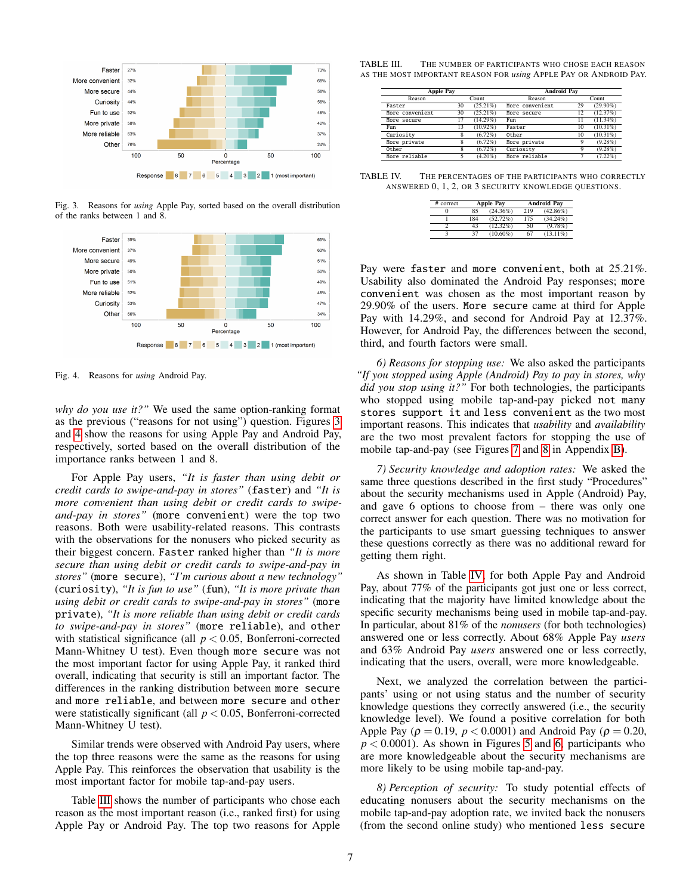Fig. 3. Reasons for *using* Apple Pay, sorted based on the overall distribution of the ranks between 1 and 8.

Fig. 4. Reasons for *using* Android Pay.

*why do you use it?"* We used the same option-ranking format as the previous ("reasons for not using") question. Figures 3 and 4 show the reasons for using Apple Pay and Android Pay, respectively, sorted based on the overall distribution of the importance ranks between 1 and 8.

For Apple Pay users, *"It is faster than using debit or credit cards to swipe-and-pay in stores"* (`faster`) and *"It is more convenient than using debit or credit cards to swipe-and-pay in stores"* (`more convenient`) were the top two reasons. Both were usability-related reasons. This contrasts with the observations for the nonusers who picked security as their biggest concern. `Faster` ranked higher than *"It is more secure than using debit or credit cards to swipe-and-pay in stores"* (`more secure`), *"I'm curious about a new technology"* (`curiosity`), *"It is fun to use"* (`fun`), *"It is more private than using debit or credit cards to swipe-and-pay in stores"* (`more private`), *"It is more reliable than using debit or credit cards to swipe-and-pay in stores"* (`more reliable`), and `other` with statistical significance (all $p < 0.05$, Bonferroni-corrected Mann-Whitney U test). Even though `more secure` was not the most important factor for using Apple Pay, it ranked third overall, indicating that security is still an important factor. The differences in the ranking distribution between `more secure` and `more reliable`, and between `more secure` and `other` were statistically significant (all $p < 0.05$, Bonferroni-corrected Mann-Whitney U test).

Similar trends were observed with Android Pay users, where the top three reasons were the same as the reasons for using Apple Pay. This reinforces the observation that usability is the most important factor for mobile tap-and-pay users.

Table III shows the number of participants who chose each reason as the most important reason (i.e., ranked first) for using Apple Pay or Android Pay. The top two reasons for Apple Pay were `faster` and `more convenient`, both at 25.21%. Usability also dominated the Android Pay responses; `more convenient` was chosen as the most important reason by 29.90% of the users. `More secure` came at third for Apple Pay with 14.29%, and second for Android Pay at 12.37%. However, for Android Pay, the differences between the second, third, and fourth factors were small.

TABLE III. THE NUMBER OF PARTICIPANTS WHO CHOSE EACH REASON AS THE MOST IMPORTANT REASON FOR *using* APPLE PAY OR ANDROID PAY.

| Apple Pay | | | Android Pay | | |
|---|---|---|---|---|---|
| Reason | Count | | Reason | Count | |
| Faster | 30 | (25.21%) | More convenient | 29 | (29.90%) |
| More convenient | 30 | (25.21%) | More secure | 12 | (12.37%) |
| More secure | 17 | (14.29%) | Fun | 11 | (11.34%) |
| Fun | 13 | (10.92%) | Faster | 10 | (10.31%) |
| Curiosity | 8 | (6.72%) | Other | 10 | (10.31%) |
| More private | 8 | (6.72%) | More private | 9 | (9.28%) |
| Other | 8 | (6.72%) | Curiosity | 9 | (9.28%) |
| More reliable | 5 | (4.20%) | More reliable | 7 | (7.22%) |

*6) Reasons for stopping use:* We also asked the participants *"If you stopped using Apple (Android) Pay to pay in stores, why did you stop using it?"* For both technologies, the participants who stopped using mobile tap-and-pay picked `not many stores support it` and `less convenient` as the two most important reasons. This indicates that *usability* and *availability* are the two most prevalent factors for stopping the use of mobile tap-and-pay (see Figures 7 and 8 in Appendix B).

*7) Security knowledge and adoption rates:* We asked the same three questions described in the first study "Procedures" about the security mechanisms used in Apple (Android) Pay, and gave 6 options to choose from – there was only one correct answer for each question. There was no motivation for the participants to use smart guessing techniques to answer these questions correctly as there was no additional reward for getting them right.

TABLE IV. THE PERCENTAGES OF THE PARTICIPANTS WHO CORRECTLY ANSWERED 0, 1, 2, OR 3 SECURITY KNOWLEDGE QUESTIONS.

| # correct | Apple Pay | | Android Pay | |
|---|---|---|---|---|
| 0 | 85 | (24.36%) | 219 | (42.86%) |
| 1 | 184 | (52.72%) | 175 | (34.24%) |
| 2 | 43 | (12.32%) | 50 | (9.78%) |
| 3 | 37 | (10.60%) | 67 | (13.11%) |

As shown in Table IV, for both Apple Pay and Android Pay, about 77% of the participants got just one or less correct, indicating that the majority have limited knowledge about the specific security mechanisms being used in mobile tap-and-pay. In particular, about 81% of the *nonusers* (for both technologies) answered one or less correctly. About 68% Apple Pay *users* and 63% Android Pay *users* answered one or less correctly, indicating that the users, overall, were more knowledgeable.

Next, we analyzed the correlation between the participants' using or not using status and the number of security knowledge questions they correctly answered (i.e., the security knowledge level). We found a positive correlation for both Apple Pay ($\rho = 0.19$, $p < 0.0001$) and Android Pay ($\rho = 0.20$, $p < 0.0001$). As shown in Figures 5 and 6, participants who are more knowledgeable about the security mechanisms are more likely to be using mobile tap-and-pay.

*8) Perception of security:* To study potential effects of educating nonusers about the security mechanisms on the mobile tap-and-pay adoption rate, we invited back the nonusers (from the second online study) who mentioned `less secure`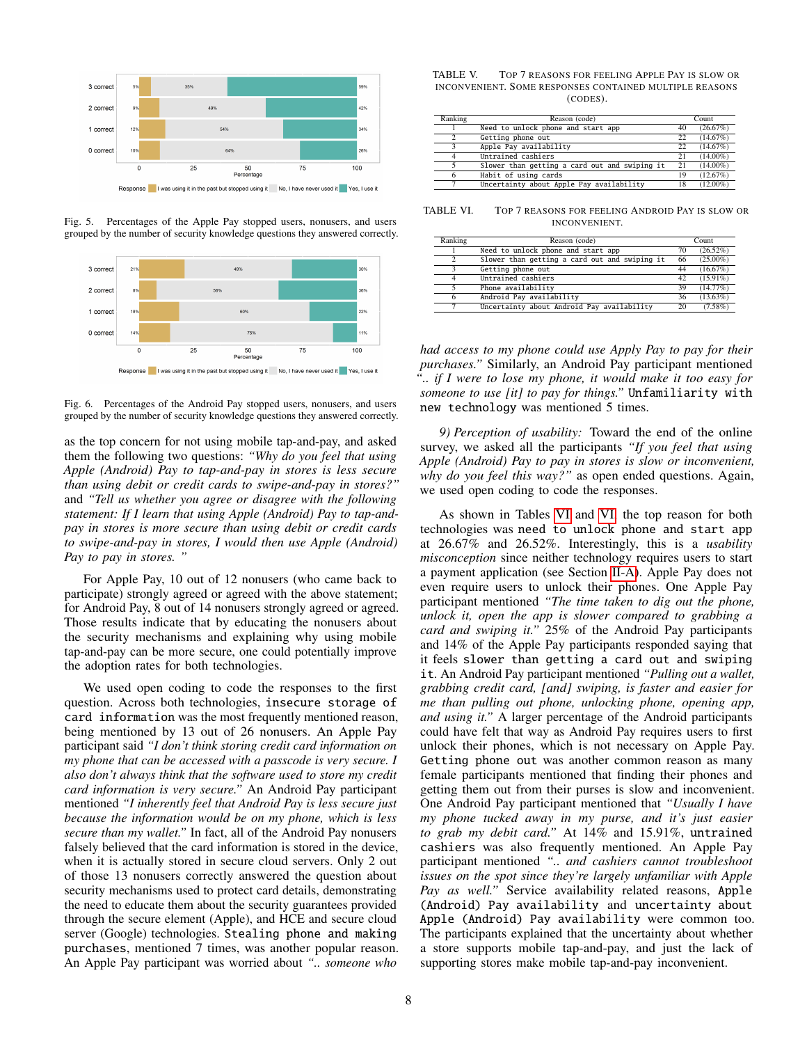Fig. 5. Percentages of the Apple Pay stopped users, nonusers, and users grouped by the number of security knowledge questions they answered correctly.

Fig. 6. Percentages of the Android Pay stopped users, nonusers, and users grouped by the number of security knowledge questions they answered correctly.

as the top concern for not using mobile tap-and-pay, and asked them the following two questions: *"Why do you feel that using Apple (Android) Pay to tap-and-pay in stores is less secure than using debit or credit cards to swipe-and-pay in stores?"* and *"Tell us whether you agree or disagree with the following statement: If I learn that using Apple (Android) Pay to tap-and-pay in stores is more secure than using debit or credit cards to swipe-and-pay in stores, I would then use Apple (Android) Pay to pay in stores. "*

For Apple Pay, 10 out of 12 nonusers (who came back to participate) strongly agreed or agreed with the above statement; for Android Pay, 8 out of 14 nonusers strongly agreed or agreed. Those results indicate that by educating the nonusers about the security mechanisms and explaining why using mobile tap-and-pay can be more secure, one could potentially improve the adoption rates for both technologies.

We used open coding to code the responses to the first question. Across both technologies, `insecure storage of card information` was the most frequently mentioned reason, being mentioned by 13 out of 26 nonusers. An Apple Pay participant said *"I don't think storing credit card information on my phone that can be accessed with a passcode is very secure. I also don't always think that the software used to store my credit card information is very secure."* An Android Pay participant mentioned *"I inherently feel that Android Pay is less secure just because the information would be on my phone, which is less secure than my wallet."* In fact, all of the Android Pay nonusers falsely believed that the card information is stored in the device, when it is actually stored in secure cloud servers. Only 2 out of those 13 nonusers correctly answered the question about security mechanisms used to protect card details, demonstrating the need to educate them about the security guarantees provided through the secure element (Apple), and HCE and secure cloud server (Google) technologies. `Stealing phone and making purchases`, mentioned 7 times, was another popular reason. An Apple Pay participant was worried about *".. someone who had access to my phone could use Apply Pay to pay for their purchases."* Similarly, an Android Pay participant mentioned *".. if I were to lose my phone, it would make it too easy for someone to use [it] to pay for things."* `Unfamiliarity with new technology` was mentioned 5 times.

TABLE V. TOP 7 REASONS FOR FEELING APPLE PAY IS SLOW OR INCONVENIENT. SOME RESPONSES CONTAINED MULTIPLE REASONS (CODES).

| Ranking | Reason (code) | Count | |
|---|---|---|---|
| 1 | Need to unlock phone and start app | 40 | (26.67%) |
| 2 | Getting phone out | 22 | (14.67%) |
| 3 | Apple Pay availability | 22 | (14.67%) |
| 4 | Untrained cashiers | 21 | (14.00%) |
| 5 | Slower than getting a card out and swiping it | 21 | (14.00%) |
| 6 | Habit of using cards | 19 | (12.67%) |
| 7 | Uncertainty about Apple Pay availability | 18 | (12.00%) |

TABLE VI. TOP 7 REASONS FOR FEELING ANDROID PAY IS SLOW OR INCONVENIENT.

| Ranking | Reason (code) | Count | |
|---|---|---|---|
| 1 | Need to unlock phone and start app | 70 | (26.52%) |
| 2 | Slower than getting a card out and swiping it | 66 | (25.00%) |
| 3 | Getting phone out | 44 | (16.67%) |
| 4 | Untrained cashiers | 42 | (15.91%) |
| 5 | Phone availability | 39 | (14.77%) |
| 6 | Android Pay availability | 36 | (13.63%) |
| 7 | Uncertainty about Android Pay availability | 20 | (7.58%) |

*9) Perception of usability:* Toward the end of the online survey, we asked all the participants *"If you feel that using Apple (Android) Pay to pay in stores is slow or inconvenient, why do you feel this way?"* as open ended questions. Again, we used open coding to code the responses.

As shown in Tables VI and VI, the top reason for both technologies was `need to unlock phone and start app` at 26.67% and 26.52%. Interestingly, this is a *usability misconception* since neither technology requires users to start a payment application (see Section II-A). Apple Pay does not even require users to unlock their phones. One Apple Pay participant mentioned *"The time taken to dig out the phone, unlock it, open the app is slower compared to grabbing a card and swiping it."* 25% of the Android Pay participants and 14% of the Apple Pay participants responded saying that it feels `slower than getting a card out and swiping it`. An Android Pay participant mentioned *"Pulling out a wallet, grabbing credit card, [and] swiping, is faster and easier for me than pulling out phone, unlocking phone, opening app, and using it."* A larger percentage of the Android participants could have felt that way as Android Pay requires users to first unlock their phones, which is not necessary on Apple Pay. `Getting phone out` was another common reason as many female participants mentioned that finding their phones and getting them out from their purses is slow and inconvenient. One Android Pay participant mentioned that *"Usually I have my phone tucked away in my purse, and it's just easier to grab my debit card."* At 14% and 15.91%, `untrained cashiers` was also frequently mentioned. An Apple Pay participant mentioned *".. and cashiers cannot troubleshoot issues on the spot since they're largely unfamiliar with Apple Pay as well."* Service availability related reasons, `Apple (Android) Pay availability` and `uncertainty about Apple (Android) Pay availability` were common too. The participants explained that the uncertainty about whether a store supports mobile tap-and-pay, and just the lack of supporting stores make mobile tap-and-pay inconvenient.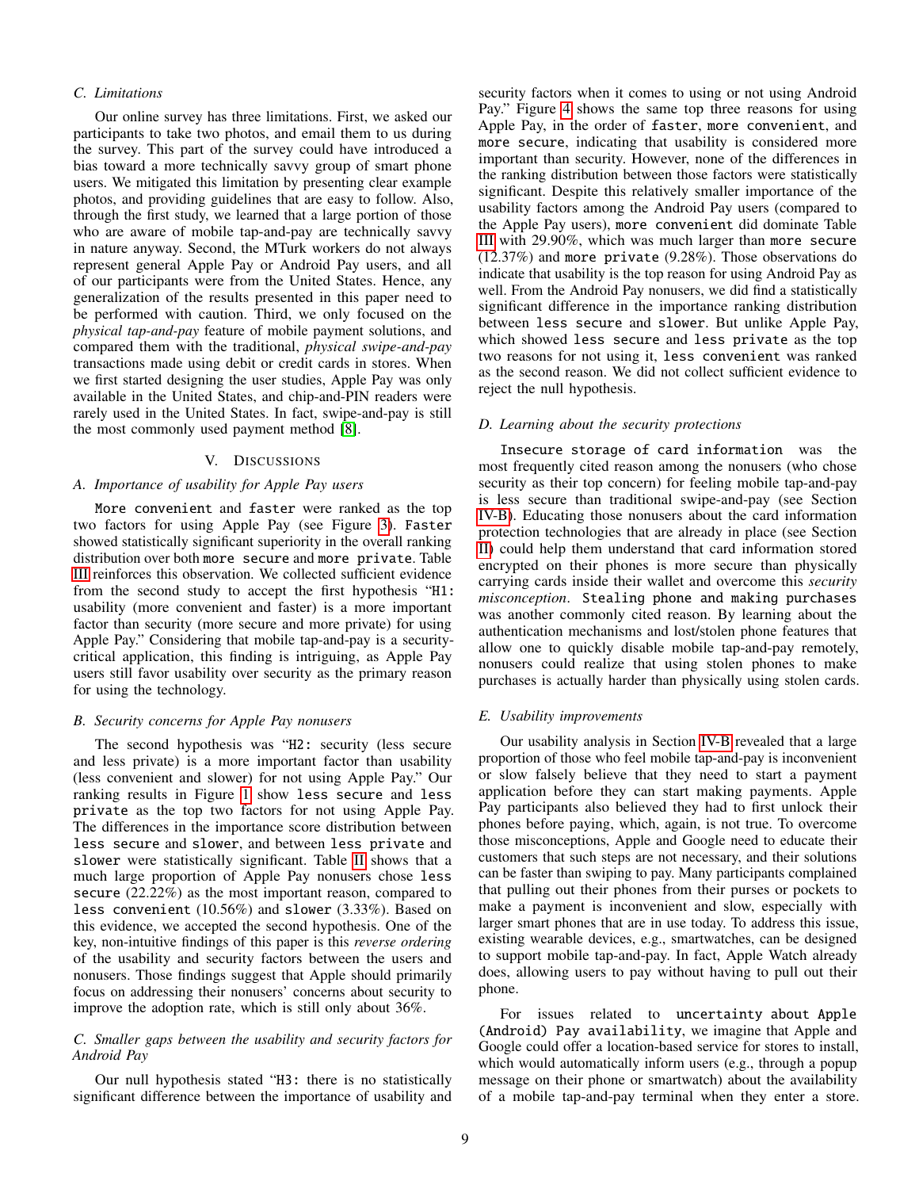### C. Limitations

Our online survey has three limitations. First, we asked our participants to take two photos, and email them to us during the survey. This part of the survey could have introduced a bias toward a more technically savvy group of smart phone users. We mitigated this limitation by presenting clear example photos, and providing guidelines that are easy to follow. Also, through the first study, we learned that a large portion of those who are aware of mobile tap-and-pay are technically savvy in nature anyway. Second, the MTurk workers do not always represent general Apple Pay or Android Pay users, and all of our participants were from the United States. Hence, any generalization of the results presented in this paper need to be performed with caution. Third, we only focused on the *physical tap-and-pay* feature of mobile payment solutions, and compared them with the traditional, *physical swipe-and-pay* transactions made using debit or credit cards in stores. When we first started designing the user studies, Apple Pay was only available in the United States, and chip-and-PIN readers were rarely used in the United States. In fact, swipe-and-pay is still the most commonly used payment method [8].

## V. Discussions

### A. Importance of usability for Apple Pay users

`More convenient` and `faster` were ranked as the top two factors for using Apple Pay (see Figure 3). `Faster` showed statistically significant superiority in the overall ranking distribution over both `more secure` and `more private`. Table III reinforces this observation. We collected sufficient evidence from the second study to accept the first hypothesis "H1: usability (more convenient and faster) is a more important factor than security (more secure and more private) for using Apple Pay." Considering that mobile tap-and-pay is a security-critical application, this finding is intriguing, as Apple Pay users still favor usability over security as the primary reason for using the technology.

### B. Security concerns for Apple Pay nonusers

The second hypothesis was "H2: security (less secure and less private) is a more important factor than usability (less convenient and slower) for not using Apple Pay." Our ranking results in Figure 1 show `less secure` and `less private` as the top two factors for not using Apple Pay. The differences in the importance score distribution between `less secure` and `slower`, and between `less private` and `slower` were statistically significant. Table II shows that a much large proportion of Apple Pay nonusers chose `less secure` (22.22%) as the most important reason, compared to `less convenient` (10.56%) and `slower` (3.33%). Based on this evidence, we accepted the second hypothesis. One of the key, non-intuitive findings of this paper is this *reverse ordering* of the usability and security factors between the users and nonusers. Those findings suggest that Apple should primarily focus on addressing their nonusers' concerns about security to improve the adoption rate, which is still only about 36%.

### C. Smaller gaps between the usability and security factors for Android Pay

Our null hypothesis stated "H3: there is no statistically significant difference between the importance of usability and security factors when it comes to using or not using Android Pay." Figure 4 shows the same top three reasons for using Apple Pay, in the order of `faster`, `more convenient`, and `more secure`, indicating that usability is considered more important than security. However, none of the differences in the ranking distribution between those factors were statistically significant. Despite this relatively smaller importance of the usability factors among the Android Pay users (compared to the Apple Pay users), `more convenient` did dominate Table III with 29.90%, which was much larger than `more secure` (12.37%) and `more private` (9.28%). Those observations do indicate that usability is the top reason for using Android Pay as well. From the Android Pay nonusers, we did find a statistically significant difference in the importance ranking distribution between `less secure` and `slower`. But unlike Apple Pay, which showed `less secure` and `less private` as the top two reasons for not using it, `less convenient` was ranked as the second reason. We did not collect sufficient evidence to reject the null hypothesis.

### D. Learning about the security protections

`Insecure storage of card information` was the most frequently cited reason among the nonusers (who chose security as their top concern) for feeling mobile tap-and-pay is less secure than traditional swipe-and-pay (see Section IV-B). Educating those nonusers about the card information protection technologies that are already in place (see Section II) could help them understand that card information stored encrypted on their phones is more secure than physically carrying cards inside their wallet and overcome this *security misconception*. `Stealing phone and making purchases` was another commonly cited reason. By learning about the authentication mechanisms and lost/stolen phone features that allow one to quickly disable mobile tap-and-pay remotely, nonusers could realize that using stolen phones to make purchases is actually harder than physically using stolen cards.

### E. Usability improvements

Our usability analysis in Section IV-B revealed that a large proportion of those who feel mobile tap-and-pay is inconvenient or slow falsely believe that they need to start a payment application before they can start making payments. Apple Pay participants also believed they had to first unlock their phones before paying, which, again, is not true. To overcome those misconceptions, Apple and Google need to educate their customers that such steps are not necessary, and their solutions can be faster than swiping to pay. Many participants complained that pulling out their phones from their purses or pockets to make a payment is inconvenient and slow, especially with larger smart phones that are in use today. To address this issue, existing wearable devices, e.g., smartwatches, can be designed to support mobile tap-and-pay. In fact, Apple Watch already does, allowing users to pay without having to pull out their phone.

For issues related to `uncertainty about Apple (Android) Pay availability`, we imagine that Apple and Google could offer a location-based service for stores to install, which would automatically inform users (e.g., through a popup message on their phone or smartwatch) about the availability of a mobile tap-and-pay terminal when they enter a store.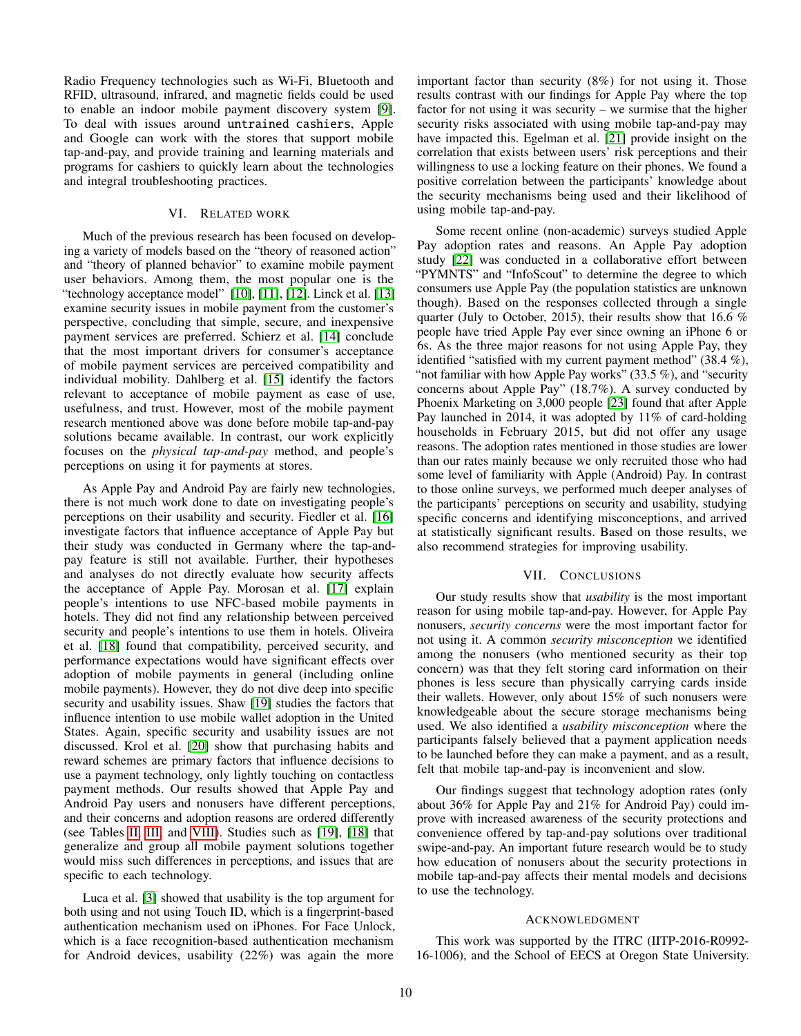Radio Frequency technologies such as Wi-Fi, Bluetooth and RFID, ultrasound, infrared, and magnetic fields could be used to enable an indoor mobile payment discovery system [9]. To deal with issues around `untrained cashiers`, Apple and Google can work with the stores that support mobile tap-and-pay, and provide training and learning materials and programs for cashiers to quickly learn about the technologies and integral troubleshooting practices.

## VI. Related work

Much of the previous research has been focused on developing a variety of models based on the "theory of reasoned action" and "theory of planned behavior" to examine mobile payment user behaviors. Among them, the most popular one is the "technology acceptance model" [10], [11], [12]. Linck et al. [13] examine security issues in mobile payment from the customer's perspective, concluding that simple, secure, and inexpensive payment services are preferred. Schierz et al. [14] conclude that the most important drivers for consumer's acceptance of mobile payment services are perceived compatibility and individual mobility. Dahlberg et al. [15] identify the factors relevant to acceptance of mobile payment as ease of use, usefulness, and trust. However, most of the mobile payment research mentioned above was done before mobile tap-and-pay solutions became available. In contrast, our work explicitly focuses on the *physical tap-and-pay* method, and people's perceptions on using it for payments at stores.

As Apple Pay and Android Pay are fairly new technologies, there is not much work done to date on investigating people's perceptions on their usability and security. Fiedler et al. [16] investigate factors that influence acceptance of Apple Pay but their study was conducted in Germany where the tap-and-pay feature is still not available. Further, their hypotheses and analyses do not directly evaluate how security affects the acceptance of Apple Pay. Morosan et al. [17] explain people's intentions to use NFC-based mobile payments in hotels. They did not find any relationship between perceived security and people's intentions to use them in hotels. Oliveira et al. [18] found that compatibility, perceived security, and performance expectations would have significant effects over adoption of mobile payments in general (including online mobile payments). However, they do not dive deep into specific security and usability issues. Shaw [19] studies the factors that influence intention to use mobile wallet adoption in the United States. Again, specific security and usability issues are not discussed. Krol et al. [20] show that purchasing habits and reward schemes are primary factors that influence decisions to use a payment technology, only lightly touching on contactless payment methods. Our results showed that Apple Pay and Android Pay users and nonusers have different perceptions, and their concerns and adoption reasons are ordered differently (see Tables II, III, and VIII). Studies such as [19], [18] that generalize and group all mobile payment solutions together would miss such differences in perceptions, and issues that are specific to each technology.

Luca et al. [3] showed that usability is the top argument for both using and not using Touch ID, which is a fingerprint-based authentication mechanism used on iPhones. For Face Unlock, which is a face recognition-based authentication mechanism for Android devices, usability (22%) was again the more important factor than security (8%) for not using it. Those results contrast with our findings for Apple Pay where the top factor for not using it was security – we surmise that the higher security risks associated with using mobile tap-and-pay may have impacted this. Egelman et al. [21] provide insight on the correlation that exists between users' risk perceptions and their willingness to use a locking feature on their phones. We found a positive correlation between the participants' knowledge about the security mechanisms being used and their likelihood of using mobile tap-and-pay.

Some recent online (non-academic) surveys studied Apple Pay adoption rates and reasons. An Apple Pay adoption study [22] was conducted in a collaborative effort between "PYMNTS" and "InfoScout" to determine the degree to which consumers use Apple Pay (the population statistics are unknown though). Based on the responses collected through a single quarter (July to October, 2015), their results show that 16.6 % people have tried Apple Pay ever since owning an iPhone 6 or 6s. As the three major reasons for not using Apple Pay, they identified "satisfied with my current payment method" (38.4 %), "not familiar with how Apple Pay works" (33.5 %), and "security concerns about Apple Pay" (18.7%). A survey conducted by Phoenix Marketing on 3,000 people [23] found that after Apple Pay launched in 2014, it was adopted by 11% of card-holding households in February 2015, but did not offer any usage reasons. The adoption rates mentioned in those studies are lower than our rates mainly because we only recruited those who had some level of familiarity with Apple (Android) Pay. In contrast to those online surveys, we performed much deeper analyses of the participants' perceptions on security and usability, studying specific concerns and identifying misconceptions, and arrived at statistically significant results. Based on those results, we also recommend strategies for improving usability.

## VII. Conclusions

Our study results show that *usability* is the most important reason for using mobile tap-and-pay. However, for Apple Pay nonusers, *security concerns* were the most important factor for not using it. A common *security misconception* we identified among the nonusers (who mentioned security as their top concern) was that they felt storing card information on their phones is less secure than physically carrying cards inside their wallets. However, only about 15% of such nonusers were knowledgeable about the secure storage mechanisms being used. We also identified a *usability misconception* where the participants falsely believed that a payment application needs to be launched before they can make a payment, and as a result, felt that mobile tap-and-pay is inconvenient and slow.

Our findings suggest that technology adoption rates (only about 36% for Apple Pay and 21% for Android Pay) could improve with increased awareness of the security protections and convenience offered by tap-and-pay solutions over traditional swipe-and-pay. An important future research would be to study how education of nonusers about the security protections in mobile tap-and-pay affects their mental models and decisions to use the technology.

## Acknowledgment

This work was supported by the ITRC (IITP-2016-R0992-16-1006), and the School of EECS at Oregon State University.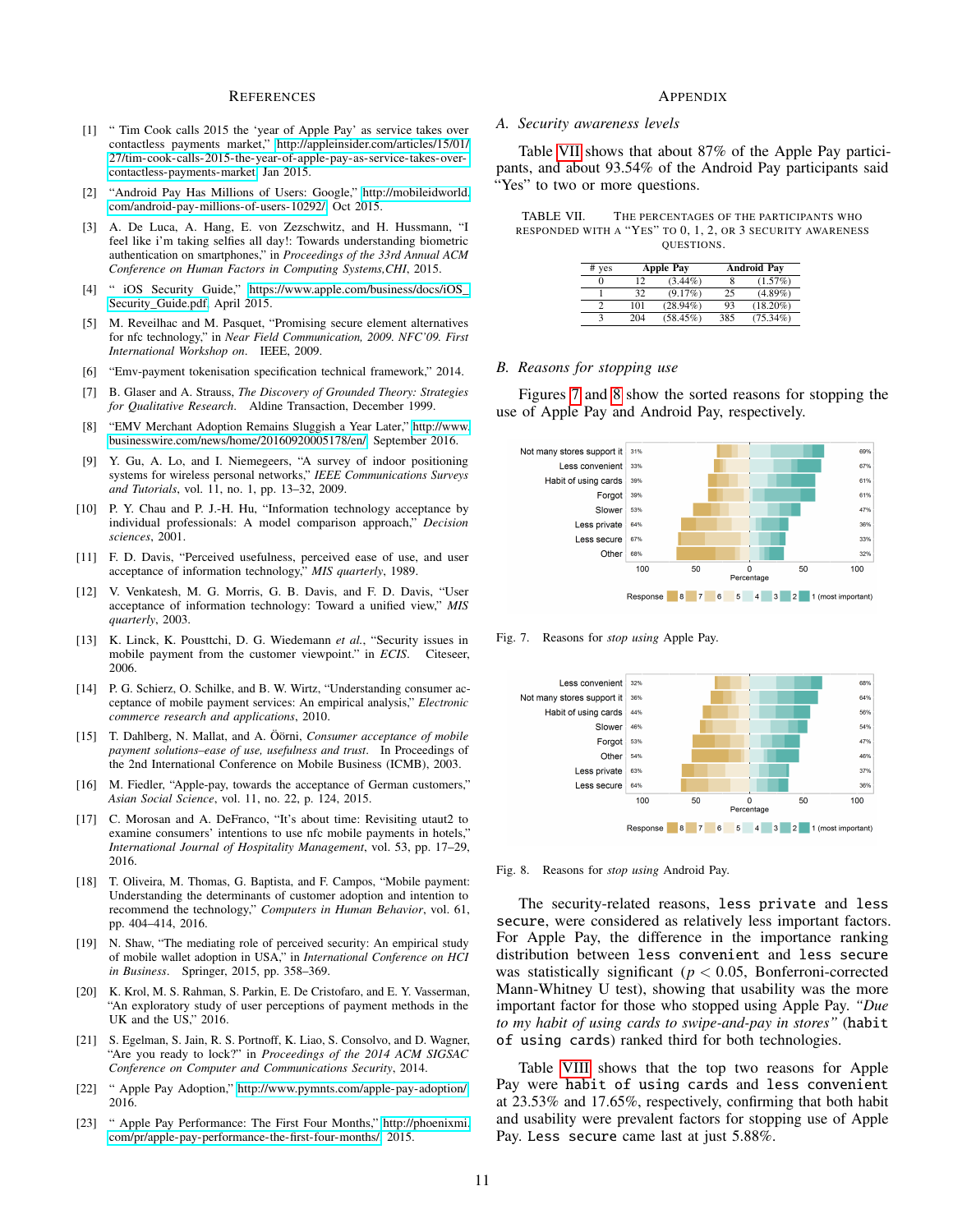## References

[1] " Tim Cook calls 2015 the 'year of Apple Pay' as service takes over contactless payments market," http://appleinsider.com/articles/15/01/27/tim-cook-calls-2015-the-year-of-apple-pay-as-service-takes-over-contactless-payments-market, Jan 2015.

[2] "Android Pay Has Millions of Users: Google," http://mobileidworld.com/android-pay-millions-of-users-10292/, Oct 2015.

[3] A. De Luca, A. Hang, E. von Zezschwitz, and H. Hussmann, "I feel like i'm taking selfies all day!: Towards understanding biometric authentication on smartphones," in *Proceedings of the 33rd Annual ACM Conference on Human Factors in Computing Systems,CHI*, 2015.

[4] " iOS Security Guide," https://www.apple.com/business/docs/iOS_Security_Guide.pdf, April 2015.

[5] M. Reveilhac and M. Pasquet, "Promising secure element alternatives for nfc technology," in *Near Field Communication, 2009. NFC'09. First International Workshop on*. IEEE, 2009.

[6] "Emv-payment tokenisation specification technical framework," 2014.

[7] B. Glaser and A. Strauss, *The Discovery of Grounded Theory: Strategies for Qualitative Research*. Aldine Transaction, December 1999.

[8] "EMV Merchant Adoption Remains Sluggish a Year Later," http://www.businesswire.com/news/home/20160920005178/en/, September 2016.

[9] Y. Gu, A. Lo, and I. Niemegeers, "A survey of indoor positioning systems for wireless personal networks," *IEEE Communications Surveys and Tutorials*, vol. 11, no. 1, pp. 13–32, 2009.

[10] P. Y. Chau and P. J.-H. Hu, "Information technology acceptance by individual professionals: A model comparison approach," *Decision sciences*, 2001.

[11] F. D. Davis, "Perceived usefulness, perceived ease of use, and user acceptance of information technology," *MIS quarterly*, 1989.

[12] V. Venkatesh, M. G. Morris, G. B. Davis, and F. D. Davis, "User acceptance of information technology: Toward a unified view," *MIS quarterly*, 2003.

[13] K. Linck, K. Pousttchi, D. G. Wiedemann *et al.*, "Security issues in mobile payment from the customer viewpoint." in *ECIS*. Citeseer, 2006.

[14] P. G. Schierz, O. Schilke, and B. W. Wirtz, "Understanding consumer acceptance of mobile payment services: An empirical analysis," *Electronic commerce research and applications*, 2010.

[15] T. Dahlberg, N. Mallat, and A. Öörni, *Consumer acceptance of mobile payment solutions–ease of use, usefulness and trust*. In Proceedings of the 2nd International Conference on Mobile Business (ICMB), 2003.

[16] M. Fiedler, "Apple-pay, towards the acceptance of German customers," *Asian Social Science*, vol. 11, no. 22, p. 124, 2015.

[17] C. Morosan and A. DeFranco, "It's about time: Revisiting utaut2 to examine consumers' intentions to use nfc mobile payments in hotels," *International Journal of Hospitality Management*, vol. 53, pp. 17–29, 2016.

[18] T. Oliveira, M. Thomas, G. Baptista, and F. Campos, "Mobile payment: Understanding the determinants of customer adoption and intention to recommend the technology," *Computers in Human Behavior*, vol. 61, pp. 404–414, 2016.

[19] N. Shaw, "The mediating role of perceived security: An empirical study of mobile wallet adoption in USA," in *International Conference on HCI in Business*. Springer, 2015, pp. 358–369.

[20] K. Krol, M. S. Rahman, S. Parkin, E. De Cristofaro, and E. Y. Vasserman, "An exploratory study of user perceptions of payment methods in the UK and the US," 2016.

[21] S. Egelman, S. Jain, R. S. Portnoff, K. Liao, S. Consolvo, and D. Wagner, "Are you ready to lock?" in *Proceedings of the 2014 ACM SIGSAC Conference on Computer and Communications Security*, 2014.

[22] " Apple Pay Adoption," http://www.pymnts.com/apple-pay-adoption/, 2016.

[23] " Apple Pay Performance: The First Four Months," http://phoenixmi.com/pr/apple-pay-performance-the-first-four-months/, 2015.

## Appendix

### A. Security awareness levels

Table VII shows that about 87% of the Apple Pay participants, and about 93.54% of the Android Pay participants said "Yes" to two or more questions.

TABLE VII. The percentages of the participants who responded with a "Yes" to 0, 1, 2, or 3 security awareness questions.

| # yes | Apple Pay | | Android Pay | |
|---|---|---|---|---|
| 0 | 12 | (3.44%) | 8 | (1.57%) |
| 1 | 32 | (9.17%) | 25 | (4.89%) |
| 2 | 101 | (28.94%) | 93 | (18.20%) |
| 3 | 204 | (58.45%) | 385 | (75.34%) |

### B. Reasons for stopping use

Figures 7 and 8 show the sorted reasons for stopping the use of Apple Pay and Android Pay, respectively.

Fig. 7. Reasons for *stop using* Apple Pay.

Fig. 8. Reasons for *stop using* Android Pay.

The security-related reasons, `less private` and `less secure`, were considered as relatively less important factors. For Apple Pay, the difference in the importance ranking distribution between `less convenient` and `less secure` was statistically significant ($p < 0.05$, Bonferroni-corrected Mann-Whitney U test), showing that usability was the more important factor for those who stopped using Apple Pay. *"Due to my habit of using cards to swipe-and-pay in stores"* (`habit of using cards`) ranked third for both technologies.

Table VIII shows that the top two reasons for Apple Pay were `habit of using cards` and `less convenient` at 23.53% and 17.65%, respectively, confirming that both habit and usability were prevalent factors for stopping use of Apple Pay. `Less secure` came last at just 5.88%.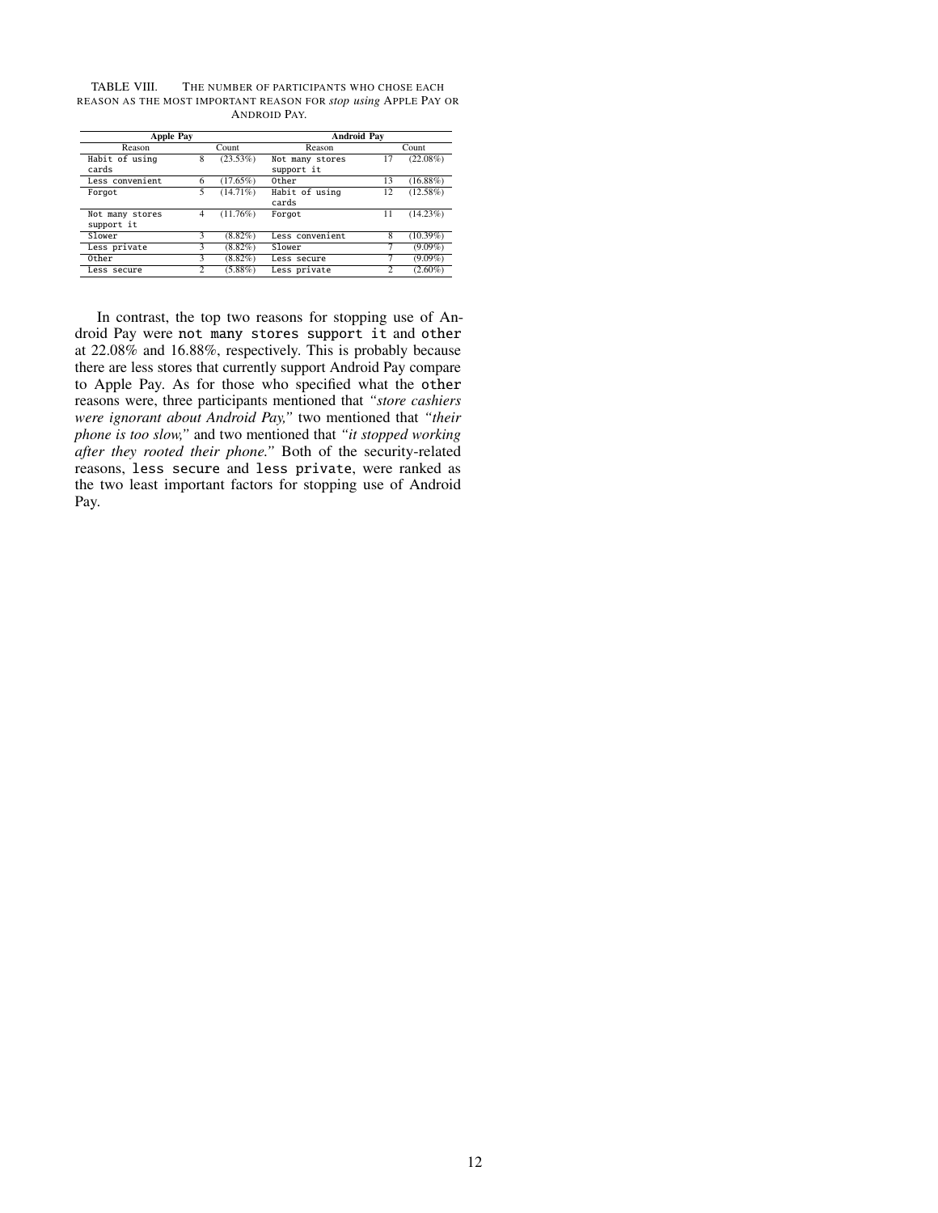TABLE VIII. THE NUMBER OF PARTICIPANTS WHO CHOSE EACH REASON AS THE MOST IMPORTANT REASON FOR *stop using* APPLE PAY OR ANDROID PAY.

| Apple Pay | | | Android Pay | | |
|---|---|---|---|---|---|
| Reason | Count | | Reason | Count | |
| Habit of using cards | 8 | (23.53%) | Not many stores support it | 17 | (22.08%) |
| Less convenient | 6 | (17.65%) | Other | 13 | (16.88%) |
| Forgot | 5 | (14.71%) | Habit of using cards | 12 | (12.58%) |
| Not many stores support it | 4 | (11.76%) | Forgot | 11 | (14.23%) |
| Slower | 3 | (8.82%) | Less convenient | 8 | (10.39%) |
| Less private | 3 | (8.82%) | Slower | 7 | (9.09%) |
| Other | 3 | (8.82%) | Less secure | 7 | (9.09%) |
| Less secure | 2 | (5.88%) | Less private | 2 | (2.60%) |

In contrast, the top two reasons for stopping use of Android Pay were `not many stores support it` and `other` at 22.08% and 16.88%, respectively. This is probably because there are less stores that currently support Android Pay compare to Apple Pay. As for those who specified what the `other` reasons were, three participants mentioned that *"store cashiers were ignorant about Android Pay,"* two mentioned that *"their phone is too slow,"* and two mentioned that *"it stopped working after they rooted their phone."* Both of the security-related reasons, `less secure` and `less private`, were ranked as the two least important factors for stopping use of Android Pay.